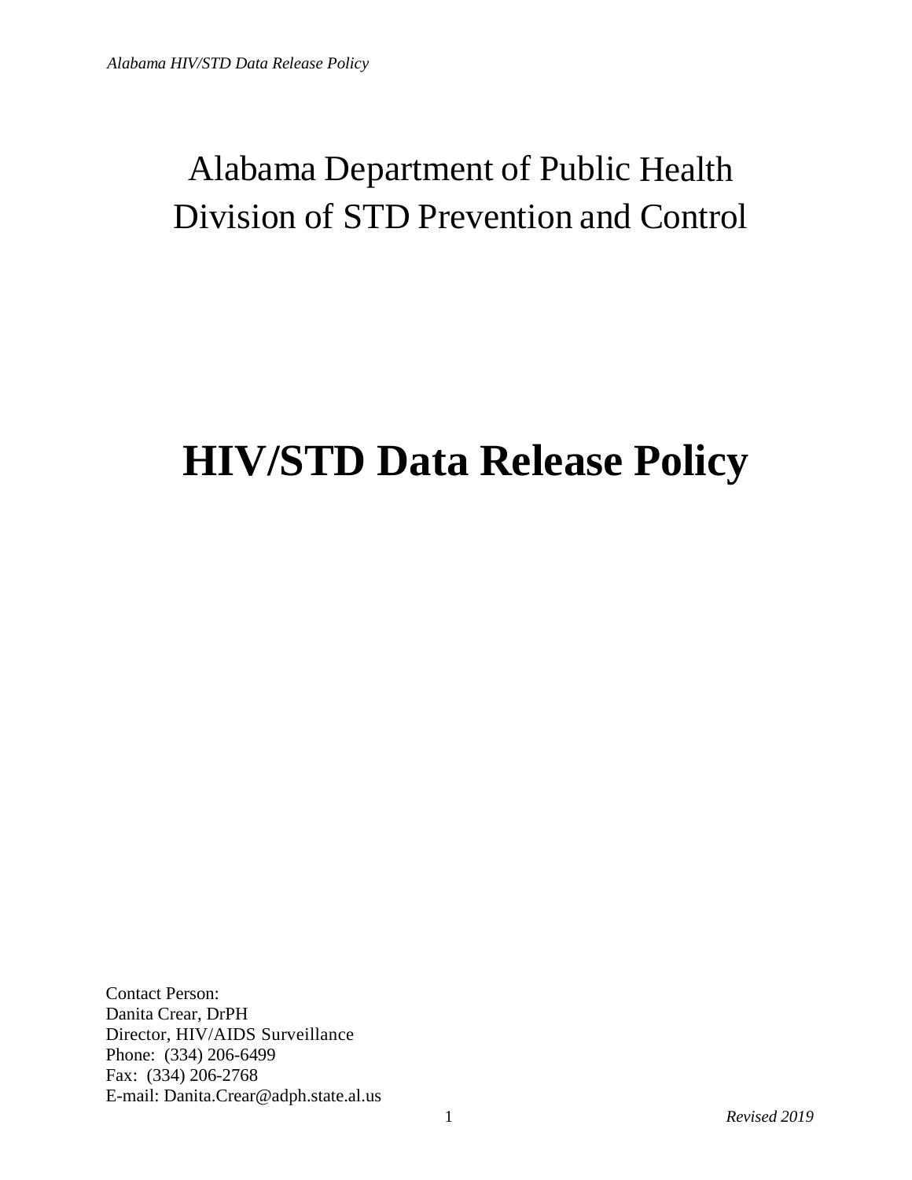Alabama Department of Public Health
Division of STD Prevention and Control

# HIV/STD Data Release Policy

Contact Person:
Danita Crear, DrPH
Director, HIV/AIDS Surveillance
Phone: (334) 206-6499
Fax: (334) 206-2768
E-mail: Danita.Crear@adph.state.al.us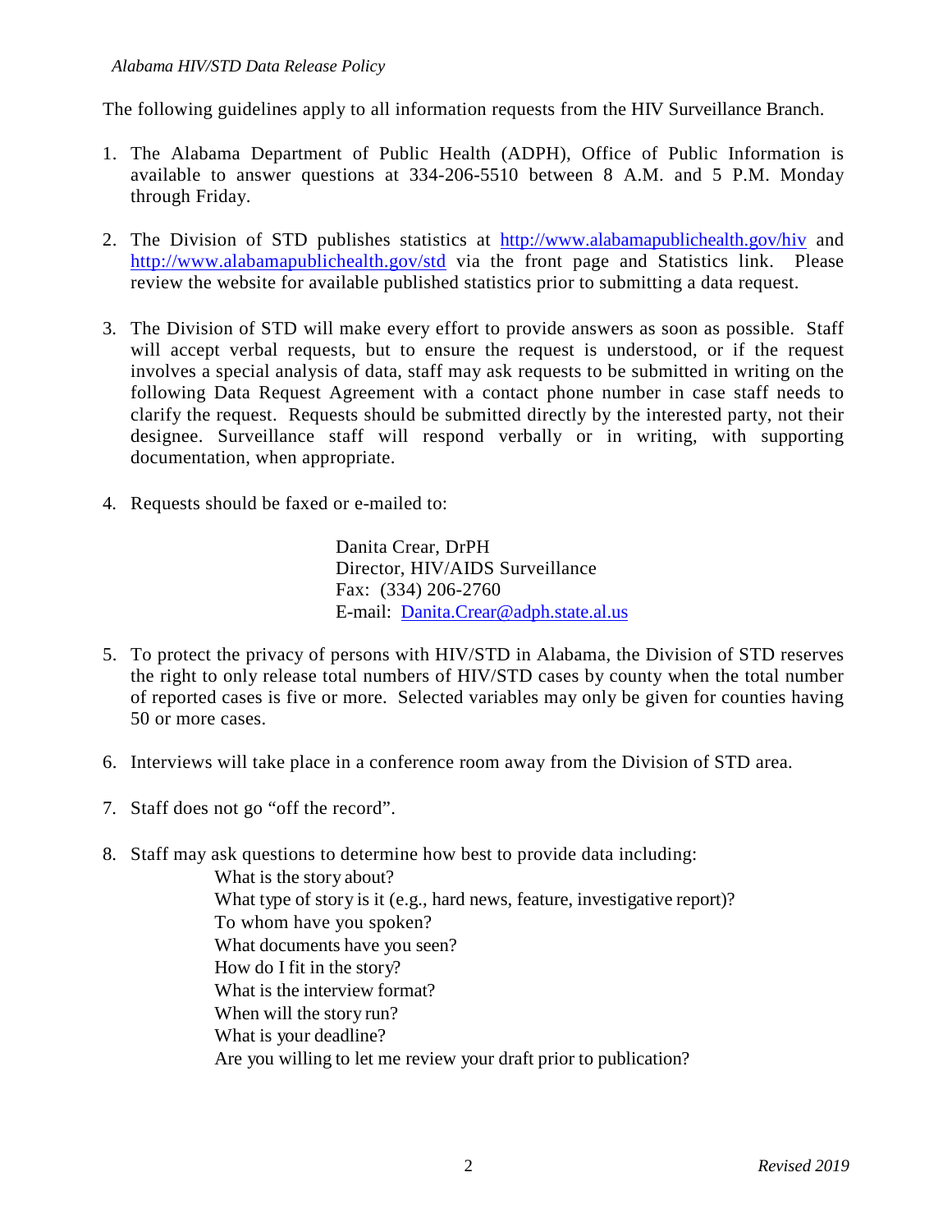*Alabama HIV/STD Data Release Policy*

The following guidelines apply to all information requests from the HIV Surveillance Branch.

1. The Alabama Department of Public Health (ADPH), Office of Public Information is available to answer questions at 334-206-5510 between 8 A.M. and 5 P.M. Monday through Friday.

2. The Division of STD publishes statistics at http://www.alabamapublichealth.gov/hiv and http://www.alabamapublichealth.gov/std via the front page and Statistics link. Please review the website for available published statistics prior to submitting a data request.

3. The Division of STD will make every effort to provide answers as soon as possible. Staff will accept verbal requests, but to ensure the request is understood, or if the request involves a special analysis of data, staff may ask requests to be submitted in writing on the following Data Request Agreement with a contact phone number in case staff needs to clarify the request. Requests should be submitted directly by the interested party, not their designee. Surveillance staff will respond verbally or in writing, with supporting documentation, when appropriate.

4. Requests should be faxed or e-mailed to:

   Danita Crear, DrPH
   Director, HIV/AIDS Surveillance
   Fax: (334) 206-2760
   E-mail: Danita.Crear@adph.state.al.us

5. To protect the privacy of persons with HIV/STD in Alabama, the Division of STD reserves the right to only release total numbers of HIV/STD cases by county when the total number of reported cases is five or more. Selected variables may only be given for counties having 50 or more cases.

6. Interviews will take place in a conference room away from the Division of STD area.

7. Staff does not go "off the record".

8. Staff may ask questions to determine how best to provide data including:
   - What is the story about?
   - What type of story is it (e.g., hard news, feature, investigative report)?
   - To whom have you spoken?
   - What documents have you seen?
   - How do I fit in the story?
   - What is the interview format?
   - When will the story run?
   - What is your deadline?
   - Are you willing to let me review your draft prior to publication?

*Revised 2019*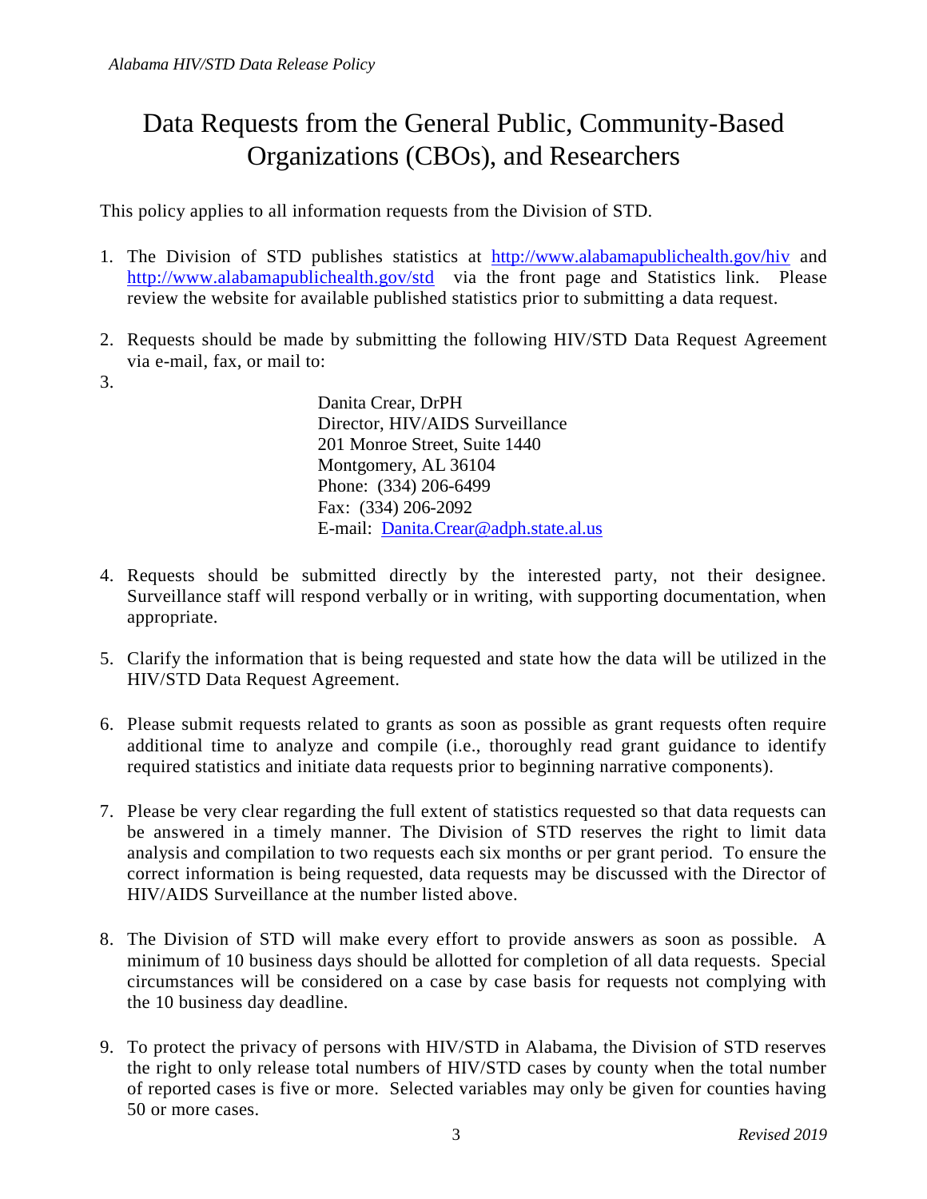# Data Requests from the General Public, Community-Based Organizations (CBOs), and Researchers

This policy applies to all information requests from the Division of STD.

1. The Division of STD publishes statistics at http://www.alabamapublichealth.gov/hiv and http://www.alabamapublichealth.gov/std via the front page and Statistics link. Please review the website for available published statistics prior to submitting a data request.

2. Requests should be made by submitting the following HIV/STD Data Request Agreement via e-mail, fax, or mail to:

3. 

   Danita Crear, DrPH
   Director, HIV/AIDS Surveillance
   201 Monroe Street, Suite 1440
   Montgomery, AL 36104
   Phone: (334) 206-6499
   Fax: (334) 206-2092
   E-mail: Danita.Crear@adph.state.al.us

4. Requests should be submitted directly by the interested party, not their designee. Surveillance staff will respond verbally or in writing, with supporting documentation, when appropriate.

5. Clarify the information that is being requested and state how the data will be utilized in the HIV/STD Data Request Agreement.

6. Please submit requests related to grants as soon as possible as grant requests often require additional time to analyze and compile (i.e., thoroughly read grant guidance to identify required statistics and initiate data requests prior to beginning narrative components).

7. Please be very clear regarding the full extent of statistics requested so that data requests can be answered in a timely manner. The Division of STD reserves the right to limit data analysis and compilation to two requests each six months or per grant period. To ensure the correct information is being requested, data requests may be discussed with the Director of HIV/AIDS Surveillance at the number listed above.

8. The Division of STD will make every effort to provide answers as soon as possible. A minimum of 10 business days should be allotted for completion of all data requests. Special circumstances will be considered on a case by case basis for requests not complying with the 10 business day deadline.

9. To protect the privacy of persons with HIV/STD in Alabama, the Division of STD reserves the right to only release total numbers of HIV/STD cases by county when the total number of reported cases is five or more. Selected variables may only be given for counties having 50 or more cases.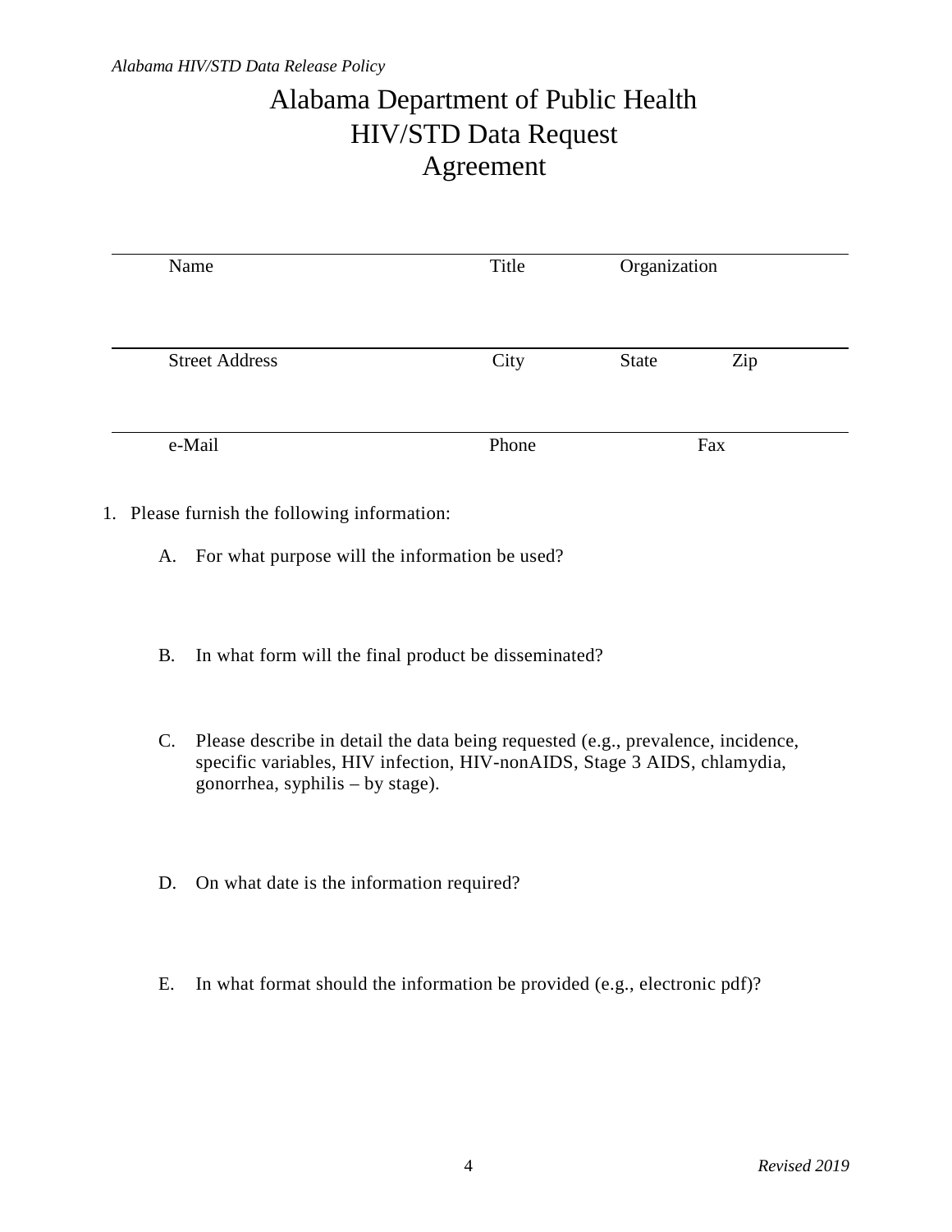# Alabama Department of Public Health
# HIV/STD Data Request
# Agreement

| Name | Title | Organization | |
|---|---|---|---|
| Street Address | City | State | Zip |
| e-Mail | Phone | Fax | |

1. Please furnish the following information:

   A. For what purpose will the information be used?

   B. In what form will the final product be disseminated?

   C. Please describe in detail the data being requested (e.g., prevalence, incidence, specific variables, HIV infection, HIV-nonAIDS, Stage 3 AIDS, chlamydia, gonorrhea, syphilis – by stage).

   D. On what date is the information required?

   E. In what format should the information be provided (e.g., electronic pdf)?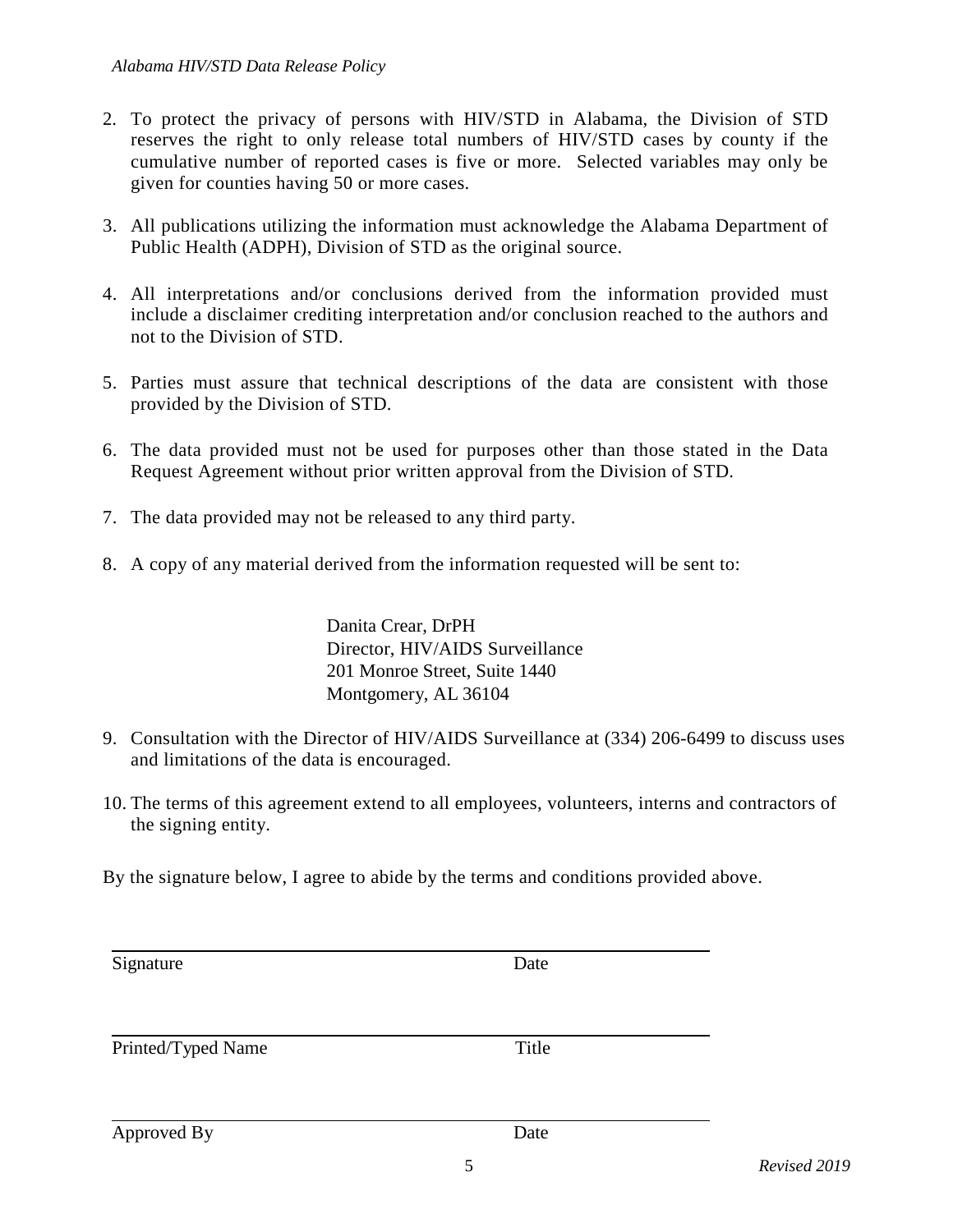2. To protect the privacy of persons with HIV/STD in Alabama, the Division of STD reserves the right to only release total numbers of HIV/STD cases by county if the cumulative number of reported cases is five or more. Selected variables may only be given for counties having 50 or more cases.

3. All publications utilizing the information must acknowledge the Alabama Department of Public Health (ADPH), Division of STD as the original source.

4. All interpretations and/or conclusions derived from the information provided must include a disclaimer crediting interpretation and/or conclusion reached to the authors and not to the Division of STD.

5. Parties must assure that technical descriptions of the data are consistent with those provided by the Division of STD.

6. The data provided must not be used for purposes other than those stated in the Data Request Agreement without prior written approval from the Division of STD.

7. The data provided may not be released to any third party.

8. A copy of any material derived from the information requested will be sent to:

   Danita Crear, DrPH
   Director, HIV/AIDS Surveillance
   201 Monroe Street, Suite 1440
   Montgomery, AL 36104

9. Consultation with the Director of HIV/AIDS Surveillance at (334) 206-6499 to discuss uses and limitations of the data is encouraged.

10. The terms of this agreement extend to all employees, volunteers, interns and contractors of the signing entity.

By the signature below, I agree to abide by the terms and conditions provided above.

______________________________________________________

Signature Date

______________________________________________________

Printed/Typed Name Title

______________________________________________________

Approved By Date

*Revised 2019*